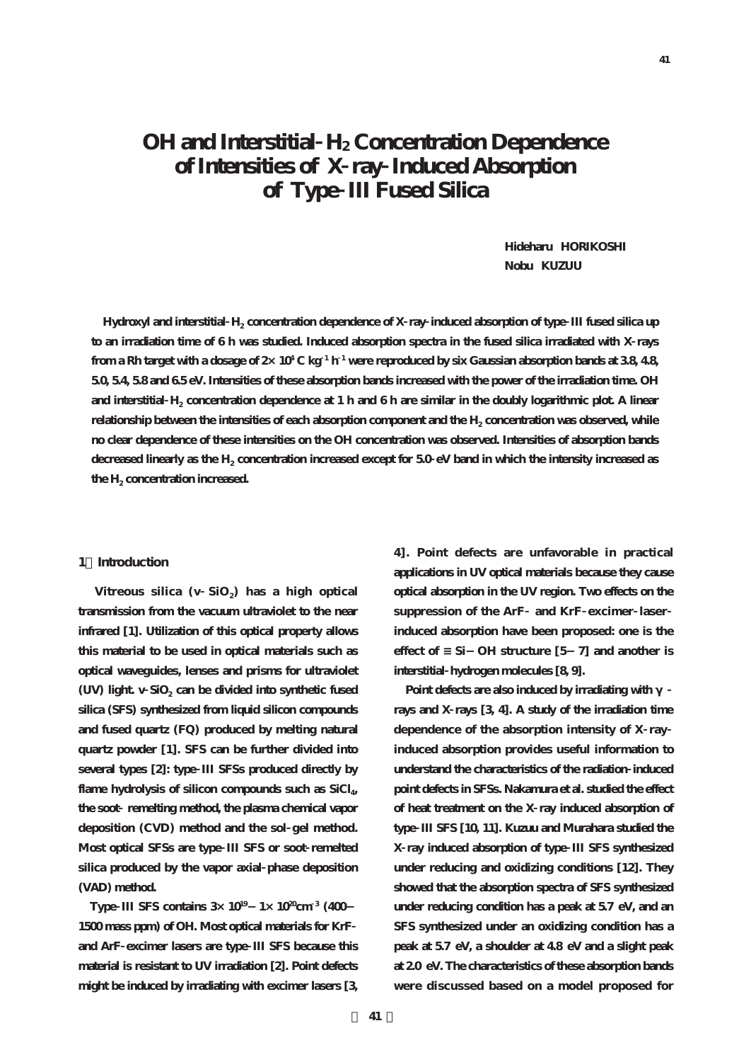# OH and Interstitial-$H_2$ Concentration Dependence of Intensities of X-ray-Induced Absorption of Type-III Fused Silica

**Hideharu HORIKOSHI**
**Nobu KUZUU**

**Hydroxyl and interstitial-$H_2$ concentration dependence of X-ray-induced absorption of type-III fused silica up to an irradiation time of 6 h was studied. Induced absorption spectra in the fused silica irradiated with X-rays from a Rh target with a dosage of $2\times 10^4$ C $kg^{-1}$ $h^{-1}$ were reproduced by six Gaussian absorption bands at 3.8, 4.8, 5.0, 5.4, 5.8 and 6.5 eV. Intensities of these absorption bands increased with the power of the irradiation time. OH and interstitial-$H_2$ concentration dependence at 1 h and 6 h are similar in the doubly logarithmic plot. A linear relationship between the intensities of each absorption component and the $H_2$ concentration was observed, while no clear dependence of these intensities on the OH concentration was observed. Intensities of absorption bands decreased linearly as the $H_2$ concentration increased except for 5.0-eV band in which the intensity increased as the $H_2$ concentration increased.**

## 1．Introduction

Vitreous silica (v-$SiO_2$) has a high optical transmission from the vacuum ultraviolet to the near infrared [1]. Utilization of this optical property allows this material to be used in optical materials such as optical waveguides, lenses and prisms for ultraviolet (UV) light. v-$SiO_2$ can be divided into synthetic fused silica (SFS) synthesized from liquid silicon compounds and fused quartz (FQ) produced by melting natural quartz powder [1]. SFS can be further divided into several types [2]: type-III SFSs produced directly by flame hydrolysis of silicon compounds such as $SiCl_4$, the soot- remelting method, the plasma chemical vapor deposition (CVD) method and the sol-gel method. Most optical SFSs are type-III SFS or soot-remelted silica produced by the vapor axial-phase deposition (VAD) method.

Type-III SFS contains $3\times 10^{19}-1\times 10^{20}$ $cm^{-3}$ (400–1500 mass ppm) of OH. Most optical materials for KrF- and ArF-excimer lasers are type-III SFS because this material is resistant to UV irradiation [2]. Point defects might be induced by irradiating with excimer lasers [3, 4]. Point defects are unfavorable in practical applications in UV optical materials because they cause optical absorption in the UV region. Two effects on the suppression of the ArF- and KrF-excimer-laser-induced absorption have been proposed: one is the effect of $\equiv$Si−OH structure [5–7] and another is interstitial-hydrogen molecules [8, 9].

Point defects are also induced by irradiating with γ-rays and X-rays [3, 4]. A study of the irradiation time dependence of the absorption intensity of X-ray-induced absorption provides useful information to understand the characteristics of the radiation-induced point defects in SFSs. Nakamura et al. studied the effect of heat treatment on the X-ray induced absorption of type-III SFS [10, 11]. Kuzuu and Murahara studied the X-ray induced absorption of type-III SFS synthesized under reducing and oxidizing conditions [12]. They showed that the absorption spectra of SFS synthesized under reducing condition has a peak at 5.7 eV, and an SFS synthesized under an oxidizing condition has a peak at 5.7 eV, a shoulder at 4.8 eV and a slight peak at 2.0 eV. The characteristics of these absorption bands were discussed based on a model proposed for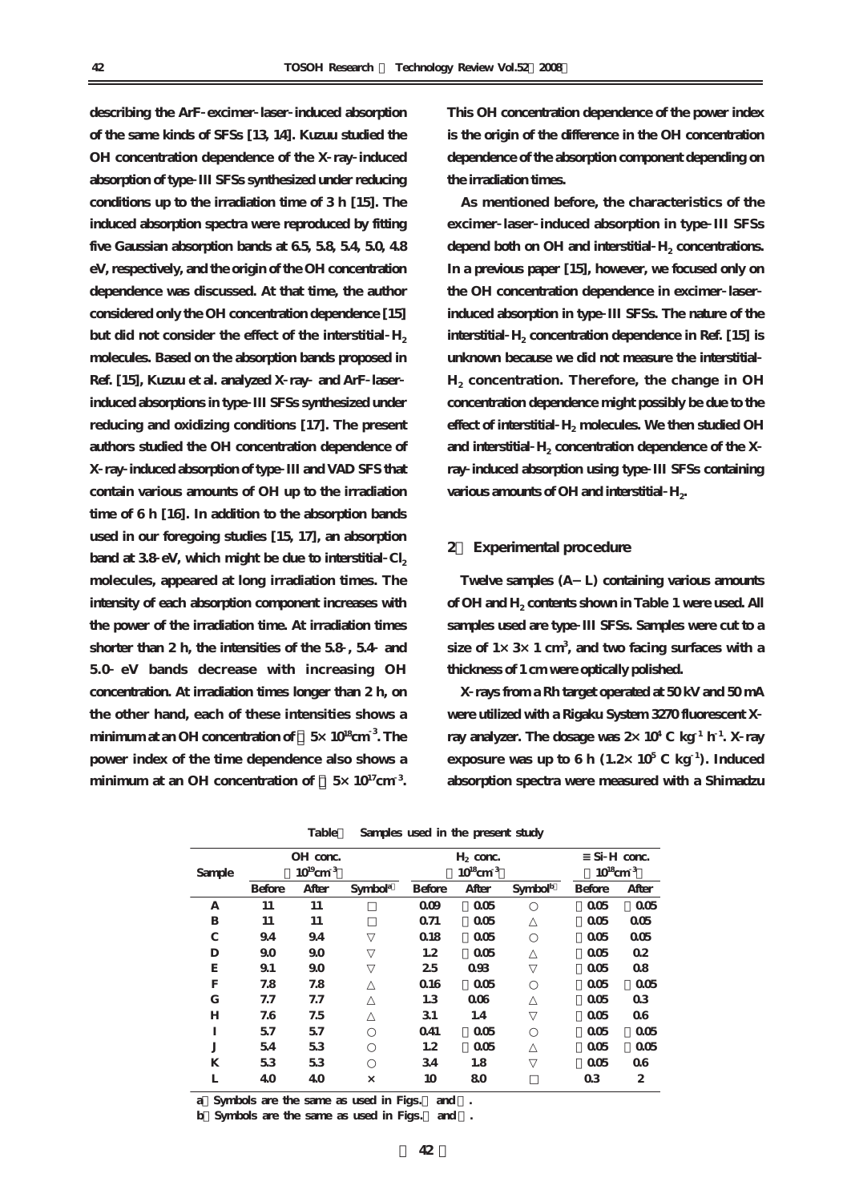describing the ArF-excimer-laser-induced absorption of the same kinds of SFSs [13, 14]. Kuzuu studied the OH concentration dependence of the X-ray-induced absorption of type-III SFSs synthesized under reducing conditions up to the irradiation time of 3 h [15]. The induced absorption spectra were reproduced by fitting five Gaussian absorption bands at 6.5, 5.8, 5.4, 5.0, 4.8 eV, respectively, and the origin of the OH concentration dependence was discussed. At that time, the author considered only the OH concentration dependence [15] but did not consider the effect of the interstitial-$H_2$ molecules. Based on the absorption bands proposed in Ref. [15], Kuzuu et al. analyzed X-ray- and ArF-laser-induced absorptions in type-III SFSs synthesized under reducing and oxidizing conditions [17]. The present authors studied the OH concentration dependence of X-ray-induced absorption of type-III and VAD SFS that contain various amounts of OH up to the irradiation time of 6 h [16]. In addition to the absorption bands used in our foregoing studies [15, 17], an absorption band at 3.8-eV, which might be due to interstitial-$Cl_2$ molecules, appeared at long irradiation times. The intensity of each absorption component increases with the power of the irradiation time. At irradiation times shorter than 2 h, the intensities of the 5.8-, 5.4- and 5.0- eV bands decrease with increasing OH concentration. At irradiation times longer than 2 h, on the other hand, each of these intensities shows a minimum at an OH concentration of ~$5\times10^{18}$cm$^{-3}$. The power index of the time dependence also shows a minimum at an OH concentration of ~$5\times10^{17}$cm$^{-3}$. This OH concentration dependence of the power index is the origin of the difference in the OH concentration dependence of the absorption component depending on the irradiation times.

As mentioned before, the characteristics of the excimer-laser-induced absorption in type-III SFSs depend both on OH and interstitial-$H_2$ concentrations. In a previous paper [15], however, we focused only on the OH concentration dependence in excimer-laser-induced absorption in type-III SFSs. The nature of the interstitial-$H_2$ concentration dependence in Ref. [15] is unknown because we did not measure the interstitial-$H_2$ concentration. Therefore, the change in OH concentration dependence might possibly be due to the effect of interstitial-$H_2$ molecules. We then studied OH and interstitial-$H_2$ concentration dependence of the X-ray-induced absorption using type-III SFSs containing various amounts of OH and interstitial-$H_2$.

## 2. Experimental procedure

Twelve samples (A – L) containing various amounts of OH and $H_2$ contents shown in Table 1 were used. All samples used are type-III SFSs. Samples were cut to a size of $1\times3\times1$ cm$^3$, and two facing surfaces with a thickness of 1 cm were optically polished.

X-rays from a Rh target operated at 50 kV and 50 mA were utilized with a Rigaku System 3270 fluorescent X-ray analyzer. The dosage was $2\times10^4$ C kg$^{-1}$ h$^{-1}$. X-ray exposure was up to 6 h ($1.2\times10^5$ C kg$^{-1}$). Induced absorption spectra were measured with a Shimadzu

Table 1 Samples used in the present study

| Sample | OH conc. ($10^{19}$cm$^{-3}$) | | | $H_2$ conc. ($10^{18}$cm$^{-3}$) | | | ≡Si-H conc. ($10^{18}$cm$^{-3}$) | |
|---|---|---|---|---|---|---|---|---|
| | Before | After | Symbol[a] | Before | After | Symbol[b] | Before | After |
| A | 11 | 11 | □ | 0.09 | <0.05 | ○ | <0.05 | <0.05 |
| B | 11 | 11 | □ | 0.71 | <0.05 | △ | <0.05 | 0.05 |
| C | 9.4 | 9.4 | ▽ | 0.18 | <0.05 | ○ | <0.05 | 0.05 |
| D | 9.0 | 9.0 | ▽ | 1.2 | <0.05 | △ | <0.05 | 0.2 |
| E | 9.1 | 9.0 | ▽ | 2.5 | 0.93 | ▽ | <0.05 | 0.8 |
| F | 7.8 | 7.8 | △ | 0.16 | <0.05 | ○ | <0.05 | <0.05 |
| G | 7.7 | 7.7 | △ | 1.3 | 0.06 | △ | <0.05 | 0.3 |
| H | 7.6 | 7.5 | △ | 3.1 | 1.4 | ▽ | <0.05 | 0.6 |
| I | 5.7 | 5.7 | ○ | 0.41 | <0.05 | ○ | <0.05 | <0.05 |
| J | 5.4 | 5.3 | ○ | 1.2 | <0.05 | △ | <0.05 | <0.05 |
| K | 5.3 | 5.3 | ○ | 3.4 | 1.8 | ▽ | <0.05 | 0.6 |
| L | 4.0 | 4.0 | × | 10 | 8.0 | □ | 0.3 | 2 |

a) Symbols are the same as used in Figs. and .

b) Symbols are the same as used in Figs. and .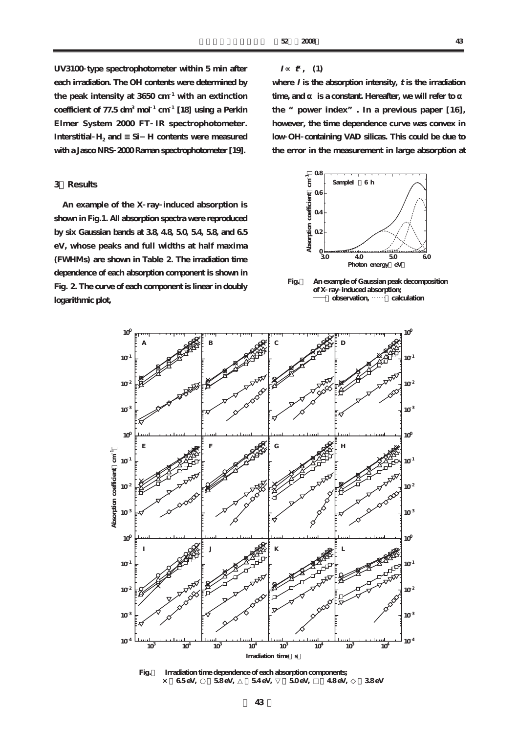UV3100-type spectrophotometer within 5 min after each irradiation. The OH contents were determined by the peak intensity at 3650 $cm^{-1}$ with an extinction coefficient of 77.5 $dm^3$ $mol^{-1}$ $cm^{-1}$ [18] using a Perkin Elmer System 2000 FT-IR spectrophotometer. Interstitial-$H_2$ and ≡Si−H contents were measured with a Jasco NRS-2000 Raman spectrophotometer [19].

## 3．Results

An example of the X-ray-induced absorption is shown in Fig.1. All absorption spectra were reproduced by six Gaussian bands at 3.8, 4.8, 5.0, 5.4, 5.8, and 6.5 eV, whose peaks and full widths at half maxima (FWHMs) are shown in Table 2. The irradiation time dependence of each absorption component is shown in Fig. 2. The curve of each component is linear in doubly logarithmic plot,

$$I \propto t^{\alpha}, \quad (1)$$

where $I$ is the absorption intensity, $t$ is the irradiation time, and $\alpha$ is a constant. Hereafter, we will refer to $\alpha$ the "power index". In a previous paper [16], however, the time dependence curve was convex in low-OH-containing VAD silicas. This could be due to the error in the measurement in large absorption at

Fig.1　An example of Gaussian peak decomposition of X-ray-induced absorption;
—— observation, ······ calculation

Fig.2　Irradiation time dependence of each absorption components;
× 6.5 eV, ○ 5.8 eV, △ 5.4 eV, ▽ 5.0 eV, □ 4.8 eV, ◇ 3.8 eV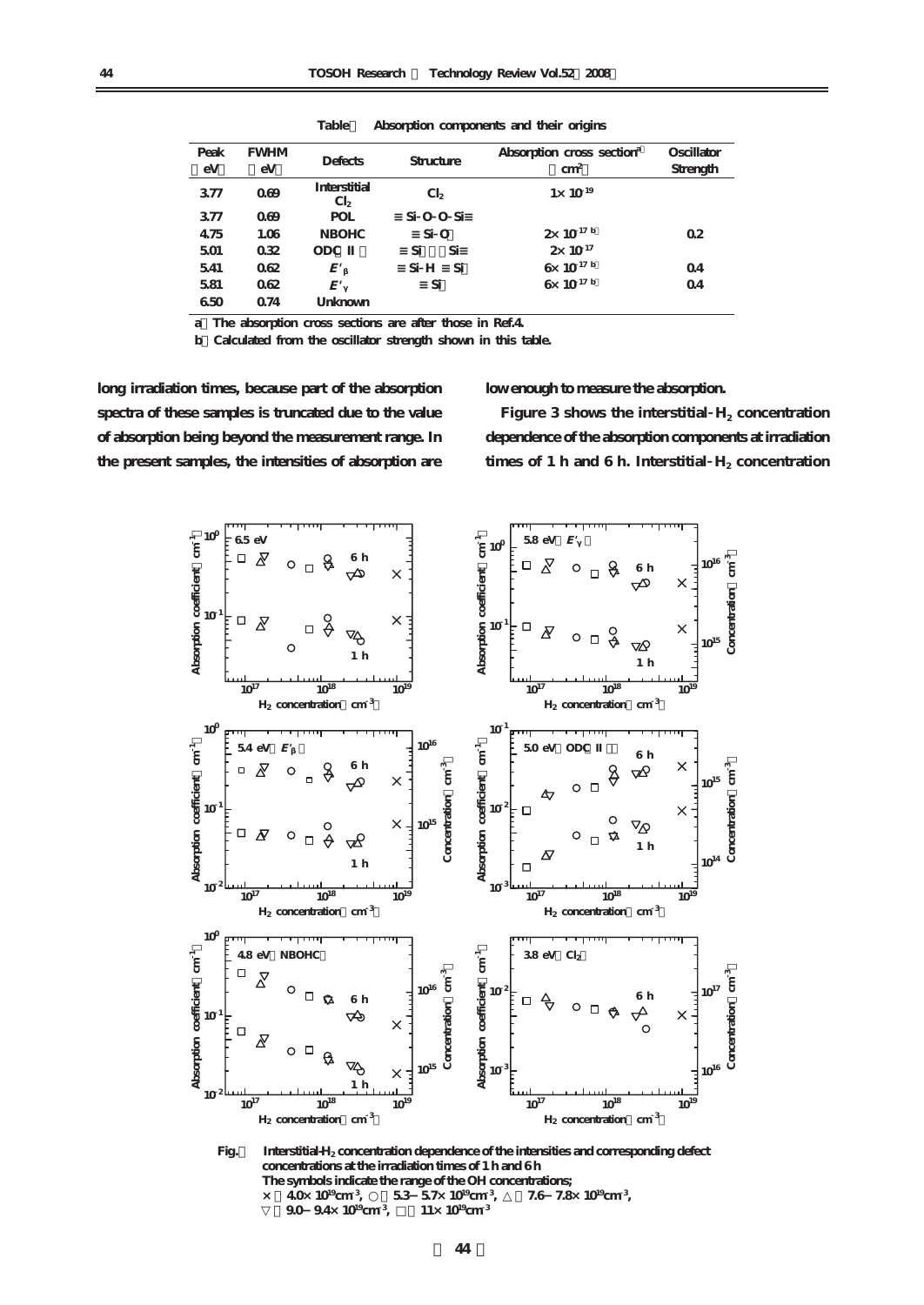Table　Absorption components and their origins

| Peak (eV) | FWHM (eV) | Defects | Structure | Absorption cross section[a] ($cm^2$) | Oscillator Strength |
|---|---|---|---|---|---|
| 3.77 | 0.69 | Interstitial $Cl_2$ | $Cl_2$ | $1\times10^{-19}$ | |
| 3.77 | 0.69 | POL | ≡Si-O-O-Si≡ | | |
| 4.75 | 1.06 | NBOHC | ≡Si-O・ | $2\times10^{-17}$ [b] | 0.2 |
| 5.01 | 0.32 | ODC(II) | ≡Si・・Si≡ | $2\times10^{-17}$ | |
| 5.41 | 0.62 | $E'_\beta$ | ≡Si-H ≡Si・ | $6\times10^{-17}$ [b] | 0.4 |
| 5.81 | 0.62 | $E'_\gamma$ | ≡Si・ | $6\times10^{-17}$ [b] | 0.4 |
| 6.50 | 0.74 | Unknown | | | |

a) The absorption cross sections are after those in Ref.4.
b) Calculated from the oscillator strength shown in this table.

long irradiation times, because part of the absorption spectra of these samples is truncated due to the value of absorption being beyond the measurement range. In the present samples, the intensities of absorption are low enough to measure the absorption.

Figure 3 shows the interstitial-$H_2$ concentration dependence of the absorption components at irradiation times of 1 h and 6 h. Interstitial-$H_2$ concentration

Fig.　Interstitial-$H_2$ concentration dependence of the intensities and corresponding defect concentrations at the irradiation times of 1 h and 6 h
The symbols indicate the range of the OH concentrations;
×: $4.0\times10^{19}cm^{-3}$, ○: $5.3-5.7\times10^{19}cm^{-3}$, △: $7.6-7.8\times10^{19}cm^{-3}$,
▽: $9.0-9.4\times10^{19}cm^{-3}$, □: $11\times10^{19}cm^{-3}$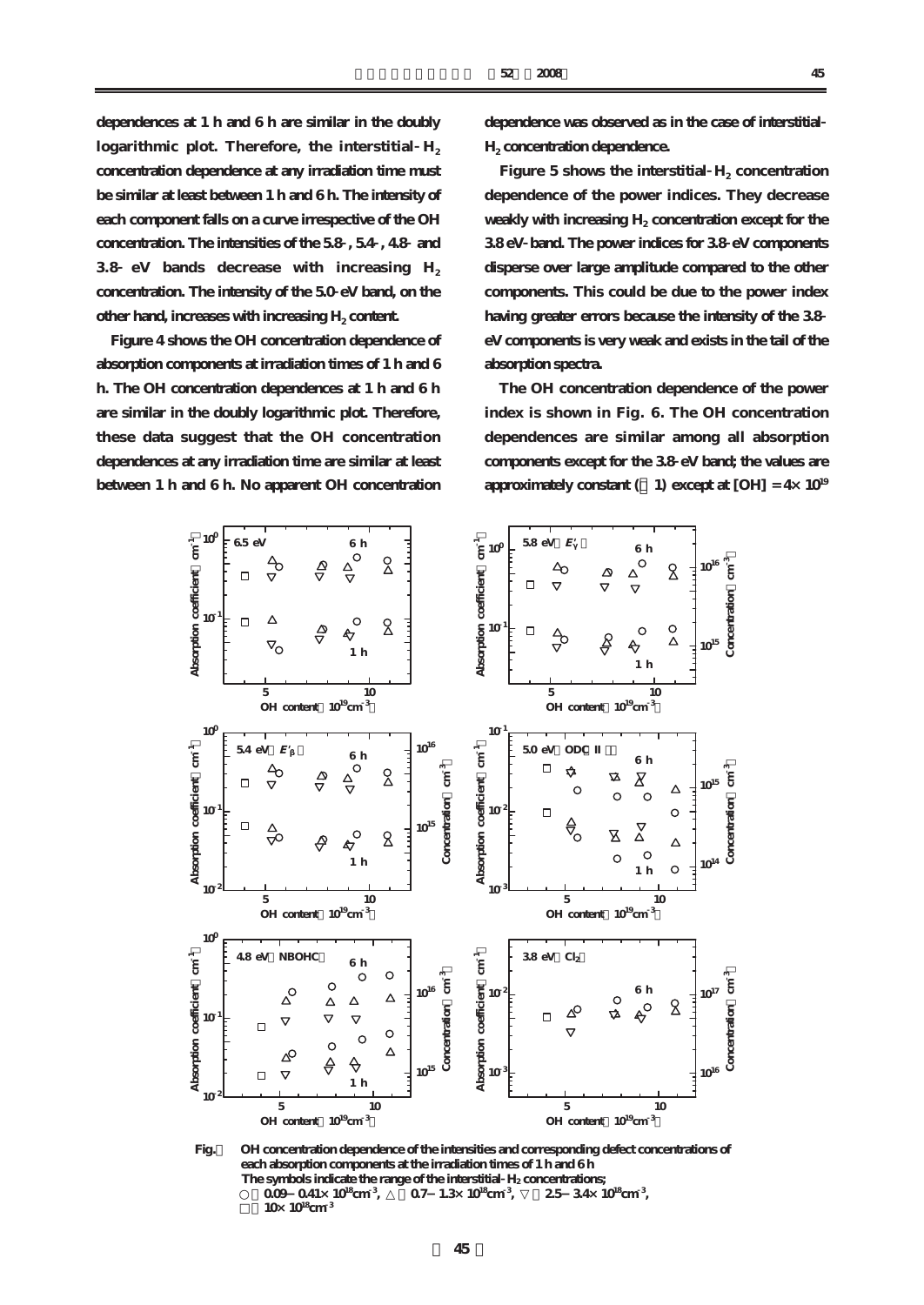dependences at 1 h and 6 h are similar in the doubly logarithmic plot. Therefore, the interstitial-$H_2$ concentration dependence at any irradiation time must be similar at least between 1 h and 6 h. The intensity of each component falls on a curve irrespective of the OH concentration. The intensities of the 5.8-, 5.4-, 4.8- and 3.8- eV bands decrease with increasing $H_2$ concentration. The intensity of the 5.0-eV band, on the other hand, increases with increasing $H_2$ content.

Figure 4 shows the OH concentration dependence of absorption components at irradiation times of 1 h and 6 h. The OH concentration dependences at 1 h and 6 h are similar in the doubly logarithmic plot. Therefore, these data suggest that the OH concentration dependences at any irradiation time are similar at least between 1 h and 6 h. No apparent OH concentration dependence was observed as in the case of interstitial-$H_2$ concentration dependence.

Figure 5 shows the interstitial-$H_2$ concentration dependence of the power indices. They decrease weakly with increasing $H_2$ concentration except for the 3.8-eV-band. The power indices for 3.8-eV components disperse over large amplitude compared to the other components. This could be due to the power index having greater errors because the intensity of the 3.8-eV components is very weak and exists in the tail of the absorption spectra.

The OH concentration dependence of the power index is shown in Fig. 6. The OH concentration dependences are similar among all absorption components except for the 3.8-eV band; the values are approximately constant (～1) except at [OH] = $4\times 10^{19}$

Fig.　OH concentration dependence of the intensities and corresponding defect concentrations of each absorption components at the irradiation times of 1 h and 6 h
The symbols indicate the range of the interstitial-$H_2$ concentrations;
○：0.09－0.41× $10^{18}$ $cm^{-3}$, △：0.7－1.3× $10^{18}$ $cm^{-3}$, ▽：2.5－3.4× $10^{18}$ $cm^{-3}$,
□：10× $10^{18}$ $cm^{-3}$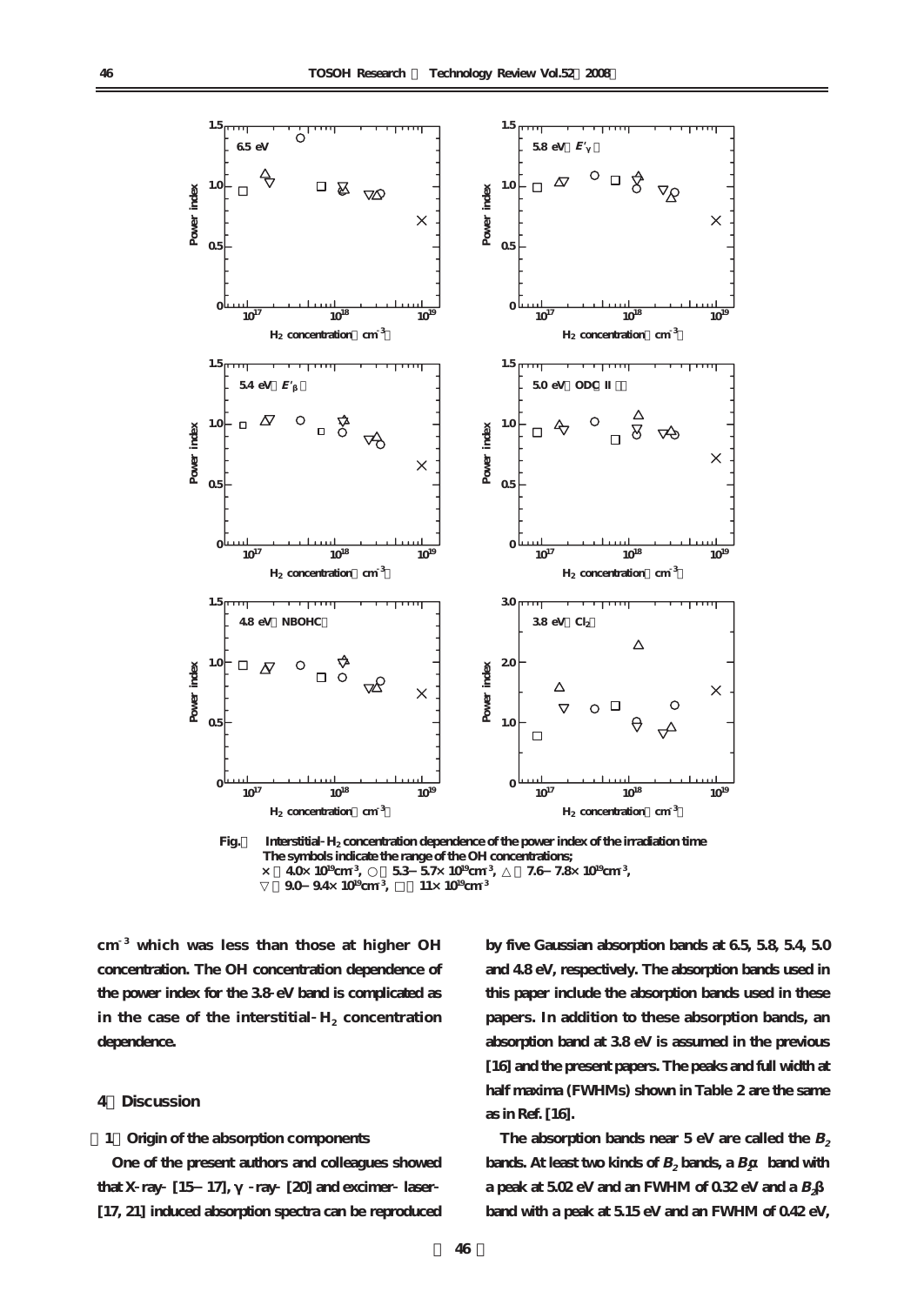Fig. Interstitial-$H_2$ concentration dependence of the power index of the irradiation time
The symbols indicate the range of the OH concentrations;
× : $4.0\times10^{19}$ cm$^{-3}$, ○ : $5.3-5.7\times10^{19}$ cm$^{-3}$, △ : $7.6-7.8\times10^{19}$ cm$^{-3}$,
▽ : $9.0-9.4\times10^{19}$ cm$^{-3}$, □ : $11\times10^{19}$ cm$^{-3}$

cm$^{-3}$ which was less than those at higher OH concentration. The OH concentration dependence of the power index for the 3.8-eV band is complicated as in the case of the interstitial-$H_2$ concentration dependence.

## 4 Discussion

### 1 Origin of the absorption components

One of the present authors and colleagues showed that X-ray- [15–17], γ-ray- [20] and excimer-laser- [17, 21] induced absorption spectra can be reproduced by five Gaussian absorption bands at 6.5, 5.8, 5.4, 5.0 and 4.8 eV, respectively. The absorption bands used in this paper include the absorption bands used in these papers. In addition to these absorption bands, an absorption band at 3.8 eV is assumed in the previous [16] and the present papers. The peaks and full width at half maxima (FWHMs) shown in Table 2 are the same as in Ref. [16].

The absorption bands near 5 eV are called the $B_2$ bands. At least two kinds of $B_2$ bands, a $B_2\alpha$ band with a peak at 5.02 eV and an FWHM of 0.32 eV and a $B_2\beta$ band with a peak at 5.15 eV and an FWHM of 0.42 eV,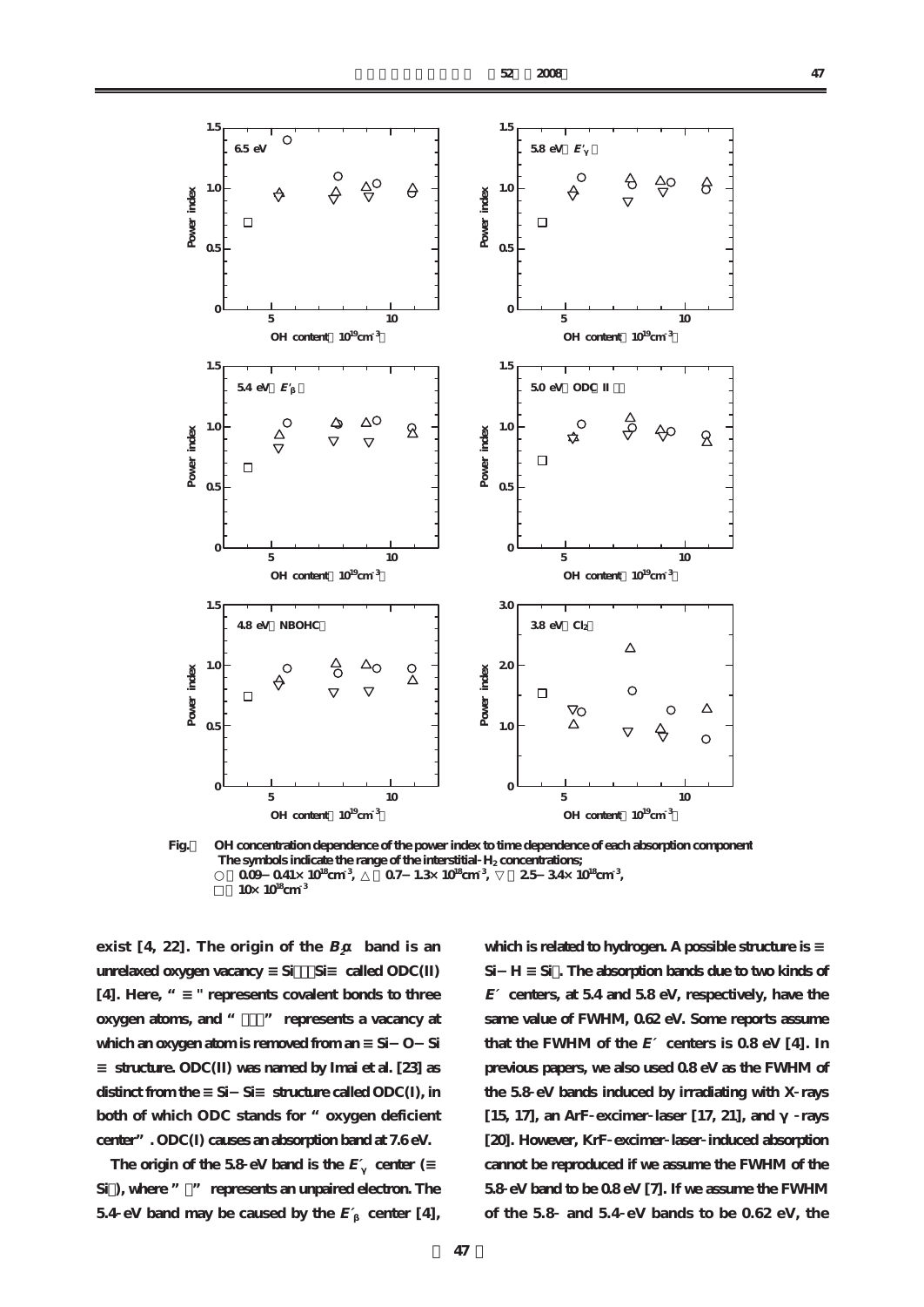Fig.　OH concentration dependence of the power index to time dependence of each absorption component
The symbols indicate the range of the interstitial-$H_2$ concentrations;
○ : 0.09 − 0.41 × $10^{18}$ $cm^{-3}$, △ : 0.7 − 1.3 × $10^{18}$ $cm^{-3}$, ▽ : 2.5 − 3.4 × $10^{18}$ $cm^{-3}$,
□ : 10 × $10^{18}$ $cm^{-3}$

exist [4, 22]. The origin of the $B_2\alpha$ band is an unrelaxed oxygen vacancy ≡Si・・Si≡ called ODC(II) [4]. Here, "≡" represents covalent bonds to three oxygen atoms, and "・・" represents a vacancy at which an oxygen atom is removed from an ≡Si−O−Si≡ structure. ODC(II) was named by Imai et al. [23] as distinct from the ≡Si−Si≡ structure called ODC(I), in both of which ODC stands for "oxygen deficient center". ODC(I) causes an absorption band at 7.6 eV.

The origin of the 5.8-eV band is the $E'_\gamma$ center (≡Si・), where "・" represents an unpaired electron. The 5.4-eV band may be caused by the $E'_\beta$ center [4], which is related to hydrogen. A possible structure is ≡Si−H ≡Si・. The absorption bands due to two kinds of $E'$ centers, at 5.4 and 5.8 eV, respectively, have the same value of FWHM, 0.62 eV. Some reports assume that the FWHM of the $E'$ centers is 0.8 eV [4]. In previous papers, we also used 0.8 eV as the FWHM of the 5.8-eV bands induced by irradiating with X-rays [15, 17], an ArF-excimer-laser [17, 21], and γ-rays [20]. However, KrF-excimer-laser-induced absorption cannot be reproduced if we assume the FWHM of the 5.8-eV band to be 0.8 eV [7]. If we assume the FWHM of the 5.8- and 5.4-eV bands to be 0.62 eV, the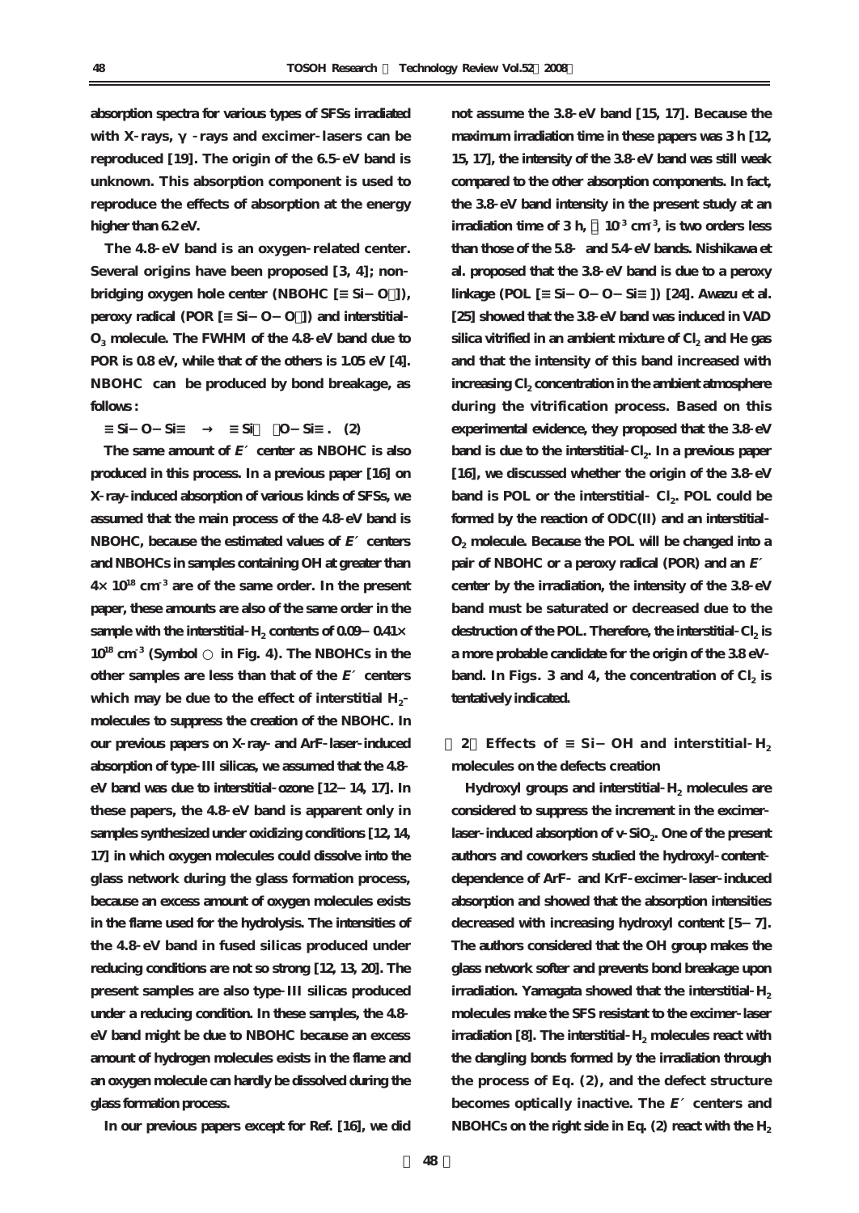absorption spectra for various types of SFSs irradiated with X-rays, γ-rays and excimer-lasers can be reproduced [19]. The origin of the 6.5-eV band is unknown. This absorption component is used to reproduce the effects of absorption at the energy higher than 6.2 eV.

The 4.8-eV band is an oxygen-related center. Several origins have been proposed [3, 4]; non-bridging oxygen hole center (NBOHC [$\equiv$Si−O・]), peroxy radical (POR [$\equiv$Si−O−O・]) and interstitial-$O_3$ molecule. The FWHM of the 4.8-eV band due to POR is 0.8 eV, while that of the others is 1.05 eV [4]. NBOHC can be produced by bond breakage, as follows:

$$\equiv Si-O-Si\equiv \rightarrow \equiv Si・ ・O-Si\equiv . \quad (2)$$

The same amount of $E'$ center as NBOHC is also produced in this process. In a previous paper [16] on X-ray-induced absorption of various kinds of SFSs, we assumed that the main process of the 4.8-eV band is NBOHC, because the estimated values of $E'$ centers and NBOHCs in samples containing OH at greater than $4\times10^{18}$ cm$^{-3}$ are of the same order. In the present paper, these amounts are also of the same order in the sample with the interstitial-$H_2$ contents of 0.09−0.41$\times$ $10^{18}$ cm$^{-3}$ (Symbol ○ in Fig. 4). The NBOHCs in the other samples are less than that of the $E'$ centers which may be due to the effect of interstitial $H_2$-molecules to suppress the creation of the NBOHC. In our previous papers on X-ray- and ArF-laser-induced absorption of type-III silicas, we assumed that the 4.8-eV band was due to interstitial-ozone [12−14, 17]. In these papers, the 4.8-eV band is apparent only in samples synthesized under oxidizing conditions [12, 14, 17] in which oxygen molecules could dissolve into the glass network during the glass formation process, because an excess amount of oxygen molecules exists in the flame used for the hydrolysis. The intensities of the 4.8-eV band in fused silicas produced under reducing conditions are not so strong [12, 13, 20]. The present samples are also type-III silicas produced under a reducing condition. In these samples, the 4.8-eV band might be due to NBOHC because an excess amount of hydrogen molecules exists in the flame and an oxygen molecule can hardly be dissolved during the glass formation process.

In our previous papers except for Ref. [16], we did not assume the 3.8-eV band [15, 17]. Because the maximum irradiation time in these papers was 3 h [12, 15, 17], the intensity of the 3.8-eV band was still weak compared to the other absorption components. In fact, the 3.8-eV band intensity in the present study at an irradiation time of 3 h, ～$10^{-3}$ cm$^{-1}$, is two orders less than those of the 5.8- and 5.4-eV bands. Nishikawa et al. proposed that the 3.8-eV band is due to a peroxy linkage (POL [$\equiv$Si−O−O−Si$\equiv$]) [24]. Awazu et al. [25] showed that the 3.8-eV band was induced in VAD silica vitrified in an ambient mixture of $Cl_2$ and He gas and that the intensity of this band increased with increasing $Cl_2$ concentration in the ambient atmosphere during the vitrification process. Based on this experimental evidence, they proposed that the 3.8-eV band is due to the interstitial-$Cl_2$. In a previous paper [16], we discussed whether the origin of the 3.8-eV band is POL or the interstitial- $Cl_2$. POL could be formed by the reaction of ODC(II) and an interstitial-$O_2$ molecule. Because the POL will be changed into a pair of NBOHC or a peroxy radical (POR) and an $E'$ center by the irradiation, the intensity of the 3.8-eV band must be saturated or decreased due to the destruction of the POL. Therefore, the interstitial-$Cl_2$ is a more probable candidate for the origin of the 3.8 eV-band. In Figs. 3 and 4, the concentration of $Cl_2$ is tentatively indicated.

### (2) Effects of $\equiv$Si−OH and interstitial-$H_2$ molecules on the defects creation

Hydroxyl groups and interstitial-$H_2$ molecules are considered to suppress the increment in the excimer-laser-induced absorption of v-$SiO_2$. One of the present authors and coworkers studied the hydroxyl-content-dependence of ArF- and KrF-excimer-laser-induced absorption and showed that the absorption intensities decreased with increasing hydroxyl content [5−7]. The authors considered that the OH group makes the glass network softer and prevents bond breakage upon irradiation. Yamagata showed that the interstitial-$H_2$ molecules make the SFS resistant to the excimer-laser irradiation [8]. The interstitial-$H_2$ molecules react with the dangling bonds formed by the irradiation through the process of Eq. (2), and the defect structure becomes optically inactive. The $E'$ centers and NBOHCs on the right side in Eq. (2) react with the $H_2$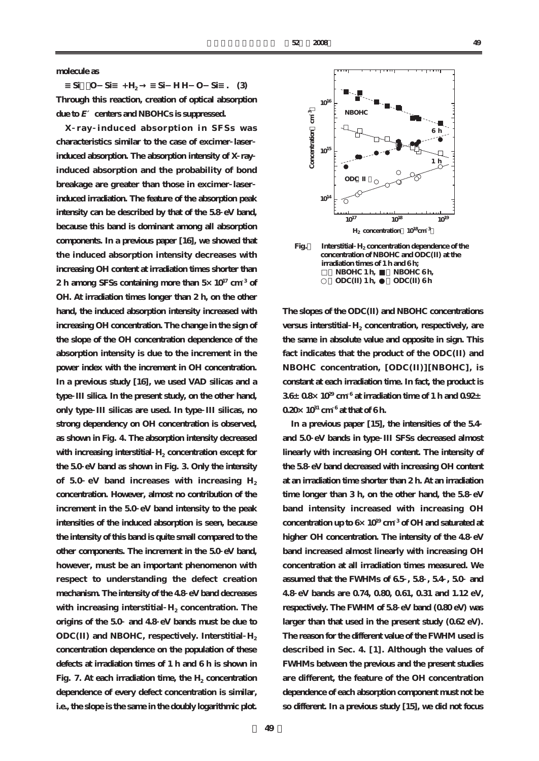molecule as

$$\equiv Si \cdot \cdot O-Si\equiv + H_2 \rightarrow \equiv Si-H \; H-O-Si\equiv . \quad (3)$$

Through this reaction, creation of optical absorption due to $E'$ centers and NBOHCs is suppressed.

X-ray-induced absorption in SFSs was characteristics similar to the case of excimer-laser-induced absorption. The absorption intensity of X-ray-induced absorption and the probability of bond breakage are greater than those in excimer-laser-induced irradiation. The feature of the absorption peak intensity can be described by that of the 5.8-eV band, because this band is dominant among all absorption components. In a previous paper [16], we showed that the induced absorption intensity decreases with increasing OH content at irradiation times shorter than 2 h among SFSs containing more than $5\times 10^{17}$ cm$^{-3}$ of OH. At irradiation times longer than 2 h, on the other hand, the induced absorption intensity increased with increasing OH concentration. The change in the sign of the slope of the OH concentration dependence of the absorption intensity is due to the increment in the power index with the increment in OH concentration. In a previous study [16], we used VAD silicas and a type-III silica. In the present study, on the other hand, only type-III silicas are used. In type-III silicas, no strong dependency on OH concentration is observed, as shown in Fig. 4. The absorption intensity decreased with increasing interstitial-$H_2$ concentration except for the 5.0-eV band as shown in Fig. 3. Only the intensity of 5.0-eV band increases with increasing $H_2$ concentration. However, almost no contribution of the increment in the 5.0-eV band intensity to the peak intensities of the induced absorption is seen, because the intensity of this band is quite small compared to the other components. The increment in the 5.0-eV band, however, must be an important phenomenon with respect to understanding the defect creation mechanism. The intensity of the 4.8-eV band decreases with increasing interstitial-$H_2$ concentration. The origins of the 5.0- and 4.8-eV bands must be due to ODC(II) and NBOHC, respectively. Interstitial-$H_2$ concentration dependence on the population of these defects at irradiation times of 1 h and 6 h is shown in Fig. 7. At each irradiation time, the $H_2$ concentration dependence of every defect concentration is similar, i.e., the slope is the same in the doubly logarithmic plot.

Fig. 7 Interstitial-$H_2$ concentration dependence of the concentration of NBOHC and ODC(II) at the irradiation times of 1 h and 6 h; □: NBOHC 1 h, ■: NBOHC 6 h, ○: ODC(II) 1 h, ●: ODC(II) 6 h

The slopes of the ODC(II) and NBOHC concentrations versus interstitial-$H_2$ concentration, respectively, are the same in absolute value and opposite in sign. This fact indicates that the product of the ODC(II) and NBOHC concentration, [ODC(II)][NBOHC], is constant at each irradiation time. In fact, the product is $3.6\pm 0.8\times 10^{29}$ cm$^{-6}$ at irradiation time of 1 h and $0.92\pm 0.20\times 10^{31}$ cm$^{-6}$ at that of 6 h.

In a previous paper [15], the intensities of the 5.4- and 5.0-eV bands in type-III SFSs decreased almost linearly with increasing OH content. The intensity of the 5.8-eV band decreased with increasing OH content at an irradiation time shorter than 2 h. At an irradiation time longer than 3 h, on the other hand, the 5.8-eV band intensity increased with increasing OH concentration up to $6\times 10^{19}$ cm$^{-3}$ of OH and saturated at higher OH concentration. The intensity of the 4.8-eV band increased almost linearly with increasing OH concentration at all irradiation times measured. We assumed that the FWHMs of 6.5-, 5.8-, 5.4-, 5.0- and 4.8-eV bands are 0.74, 0.80, 0.61, 0.31 and 1.12 eV, respectively. The FWHM of 5.8-eV band (0.80 eV) was larger than that used in the present study (0.62 eV). The reason for the different value of the FWHM used is described in Sec. 4. [1]. Although the values of FWHMs between the previous and the present studies are different, the feature of the OH concentration dependence of each absorption component must not be so different. In a previous study [15], we did not focus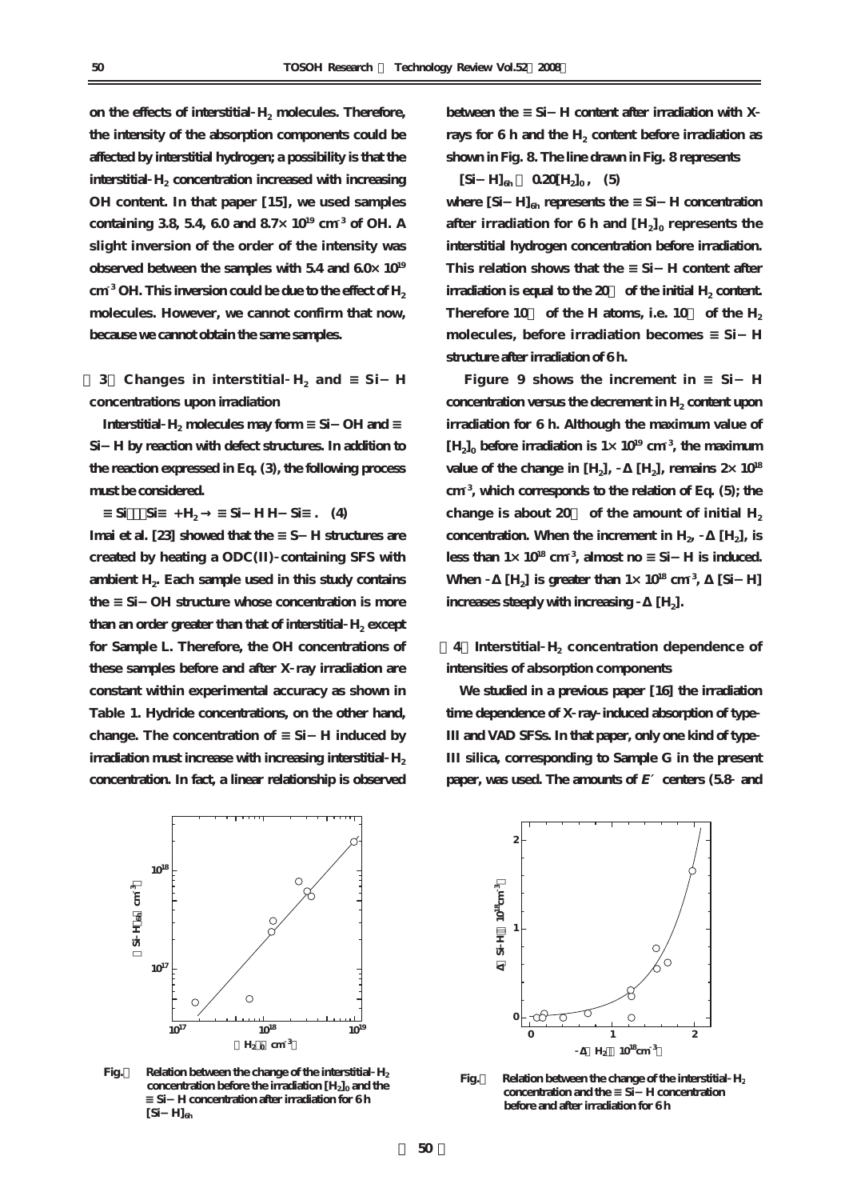on the effects of interstitial-$H_2$ molecules. Therefore, the intensity of the absorption components could be affected by interstitial hydrogen; a possibility is that the interstitial-$H_2$ concentration increased with increasing OH content. In that paper [15], we used samples containing 3.8, 5.4, 6.0 and 8.7× $10^{19}$ $cm^{-3}$ of OH. A slight inversion of the order of the intensity was observed between the samples with 5.4 and 6.0× $10^{19}$ $cm^{-3}$ OH. This inversion could be due to the effect of $H_2$ molecules. However, we cannot confirm that now, because we cannot obtain the same samples.

### （3）Changes in interstitial-$H_2$ and ≡Si−H concentrations upon irradiation

Interstitial-$H_2$ molecules may form ≡Si−OH and ≡Si−H by reaction with defect structures. In addition to the reaction expressed in Eq. (3), the following process must be considered.

$$\equiv\text{Si}\cdots\text{Si}\equiv + H_2 \rightarrow \equiv\text{Si}-\text{H H}-\text{Si}\equiv. \quad (4)$$

Imai et al. [23] showed that the ≡S−H structures are created by heating a ODC(II)-containing SFS with ambient $H_2$. Each sample used in this study contains the ≡Si−OH structure whose concentration is more than an order greater than that of interstitial-$H_2$ except for Sample L. Therefore, the OH concentrations of these samples before and after X-ray irradiation are constant within experimental accuracy as shown in Table 1. Hydride concentrations, on the other hand, change. The concentration of ≡Si−H induced by irradiation must increase with increasing interstitial-$H_2$ concentration. In fact, a linear relationship is observed between the ≡Si−H content after irradiation with X-rays for 6 h and the $H_2$ content before irradiation as shown in Fig. 8. The line drawn in Fig. 8 represents

$$[\text{Si}-\text{H}]_{6h} \approx 0.20[H_2]_0, \quad (5)$$

where $[\text{Si}-\text{H}]_{6h}$ represents the ≡Si−H concentration after irradiation for 6 h and $[H_2]_0$ represents the interstitial hydrogen concentration before irradiation. This relation shows that the ≡Si−H content after irradiation is equal to the 20％ of the initial $H_2$ content. Therefore 10％ of the H atoms, i.e. 10％ of the $H_2$ molecules, before irradiation becomes ≡Si−H structure after irradiation of 6 h.

Figure 9 shows the increment in ≡Si−H concentration versus the decrement in $H_2$ content upon irradiation for 6 h. Although the maximum value of $[H_2]_0$ before irradiation is 1× $10^{19}$ $cm^{-3}$, the maximum value of the change in $[H_2]$, $-\Delta[H_2]$, remains 2× $10^{18}$ $cm^{-3}$, which corresponds to the relation of Eq. (5); the change is about 20％ of the amount of initial $H_2$ concentration. When the increment in $H_2$, $-\Delta[H_2]$, is less than 1× $10^{18}$ $cm^{-3}$, almost no ≡Si−H is induced. When $-\Delta[H_2]$ is greater than 1× $10^{18}$ $cm^{-3}$, $\Delta[\text{Si}-\text{H}]$ increases steeply with increasing $-\Delta[H_2]$.

### （4）Interstitial-$H_2$ concentration dependence of intensities of absorption components

We studied in a previous paper [16] the irradiation time dependence of X-ray-induced absorption of type-III and VAD SFSs. In that paper, only one kind of type-III silica, corresponding to Sample G in the present paper, was used. The amounts of *E*′ centers (5.8- and

Fig.8 Relation between the change of the interstitial-$H_2$ concentration before the irradiation $[H_2]_0$ and the ≡Si−H concentration after irradiation for 6 h $[\text{Si}-\text{H}]_{6h}$

Fig.9 Relation between the change of the interstitial-$H_2$ concentration and the ≡Si−H concentration before and after irradiation for 6 h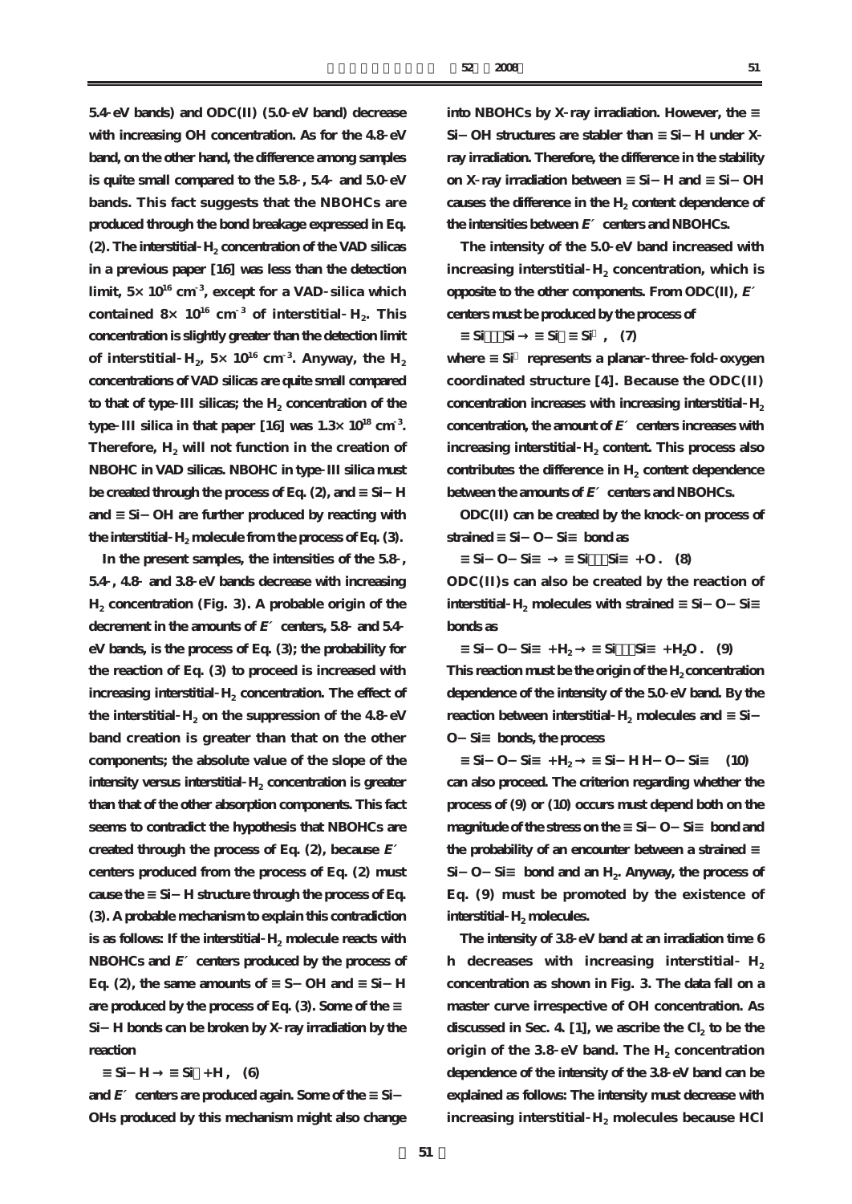5.4-eV bands) and ODC(II) (5.0-eV band) decrease with increasing OH concentration. As for the 4.8-eV band, on the other hand, the difference among samples is quite small compared to the 5.8-, 5.4- and 5.0-eV bands. This fact suggests that the NBOHCs are produced through the bond breakage expressed in Eq. (2). The interstitial-$H_2$ concentration of the VAD silicas in a previous paper [16] was less than the detection limit, $5\times 10^{16}$ $cm^{-3}$, except for a VAD-silica which contained $8\times 10^{16}$ $cm^{-3}$ of interstitial-$H_2$. This concentration is slightly greater than the detection limit of interstitial-$H_2$, $5\times 10^{16}$ $cm^{-3}$. Anyway, the $H_2$ concentrations of VAD silicas are quite small compared to that of type-III silicas; the $H_2$ concentration of the type-III silica in that paper [16] was $1.3\times 10^{18}$ $cm^{-3}$. Therefore, $H_2$ will not function in the creation of NBOHC in VAD silicas. NBOHC in type-III silica must be created through the process of Eq. (2), and ≡Si−H and ≡Si−OH are further produced by reacting with the interstitial-$H_2$ molecule from the process of Eq. (3).

In the present samples, the intensities of the 5.8-, 5.4-, 4.8- and 3.8-eV bands decrease with increasing $H_2$ concentration (Fig. 3). A probable origin of the decrement in the amounts of *E*′ centers, 5.8- and 5.4-eV bands, is the process of Eq. (3); the probability for the reaction of Eq. (3) to proceed is increased with increasing interstitial-$H_2$ concentration. The effect of the interstitial-$H_2$ on the suppression of the 4.8-eV band creation is greater than that on the other components; the absolute value of the slope of the intensity versus interstitial-$H_2$ concentration is greater than that of the other absorption components. This fact seems to contradict the hypothesis that NBOHCs are created through the process of Eq. (2), because *E*′ centers produced from the process of Eq. (2) must cause the ≡Si−H structure through the process of Eq. (3). A probable mechanism to explain this contradiction is as follows: If the interstitial-$H_2$ molecule reacts with NBOHCs and *E*′ centers produced by the process of Eq. (2), the same amounts of ≡S−OH and ≡Si−H are produced by the process of Eq. (3). Some of the ≡Si−H bonds can be broken by X-ray irradiation by the reaction

$$\equiv\text{Si}-\text{H} \rightarrow \equiv\text{Si}\cdot + \text{H}\,, \quad (6)$$

and *E*′ centers are produced again. Some of the ≡Si−OHs produced by this mechanism might also change into NBOHCs by X-ray irradiation. However, the ≡Si−OH structures are stabler than ≡Si−H under X-ray irradiation. Therefore, the difference in the stability on X-ray irradiation between ≡Si−H and ≡Si−OH causes the difference in the $H_2$ content dependence of the intensities between *E*′ centers and NBOHCs.

The intensity of the 5.0-eV band increased with increasing interstitial-$H_2$ concentration, which is opposite to the other components. From ODC(II), *E*′ centers must be produced by the process of

$$\equiv\text{Si}\cdot\cdot\text{Si} \rightarrow \equiv\text{Si}\cdot \equiv\text{Si}^{+}\,, \quad (7)$$

where ≡Si$^{+}$ represents a planar-three-fold-oxygen coordinated structure [4]. Because the ODC(II) concentration increases with increasing interstitial-$H_2$ concentration, the amount of *E*′ centers increases with increasing interstitial-$H_2$ content. This process also contributes the difference in $H_2$ content dependence between the amounts of *E*′ centers and NBOHCs.

ODC(II) can be created by the knock-on process of strained ≡Si−O−Si≡ bond as

$$\equiv\text{Si}-\text{O}-\text{Si}\equiv \rightarrow \equiv\text{Si}\cdot\cdot\text{Si}\equiv + \text{O}\,. \quad (8)$$

ODC(II)s can also be created by the reaction of interstitial-$H_2$ molecules with strained ≡Si−O−Si≡ bonds as

$$\equiv\text{Si}-\text{O}-\text{Si}\equiv + \text{H}_2 \rightarrow \equiv\text{Si}\cdot\cdot\text{Si}\equiv + \text{H}_2\text{O}\,. \quad (9)$$

This reaction must be the origin of the $H_2$ concentration dependence of the intensity of the 5.0-eV band. By the reaction between interstitial-$H_2$ molecules and ≡Si−O−Si≡ bonds, the process

$$\equiv\text{Si}-\text{O}-\text{Si}\equiv + \text{H}_2 \rightarrow \equiv\text{Si}-\text{H}\ \text{H}-\text{O}-\text{Si}\equiv \quad (10)$$

can also proceed. The criterion regarding whether the process of (9) or (10) occurs must depend both on the magnitude of the stress on the ≡Si−O−Si≡ bond and the probability of an encounter between a strained ≡Si−O−Si≡ bond and an $H_2$. Anyway, the process of Eq. (9) must be promoted by the existence of interstitial-$H_2$ molecules.

The intensity of 3.8-eV band at an irradiation time 6 h decreases with increasing interstitial-$H_2$ concentration as shown in Fig. 3. The data fall on a master curve irrespective of OH concentration. As discussed in Sec. 4. [1], we ascribe the $Cl_2$ to be the origin of the 3.8-eV band. The $H_2$ concentration dependence of the intensity of the 3.8-eV band can be explained as follows: The intensity must decrease with increasing interstitial-$H_2$ molecules because HCl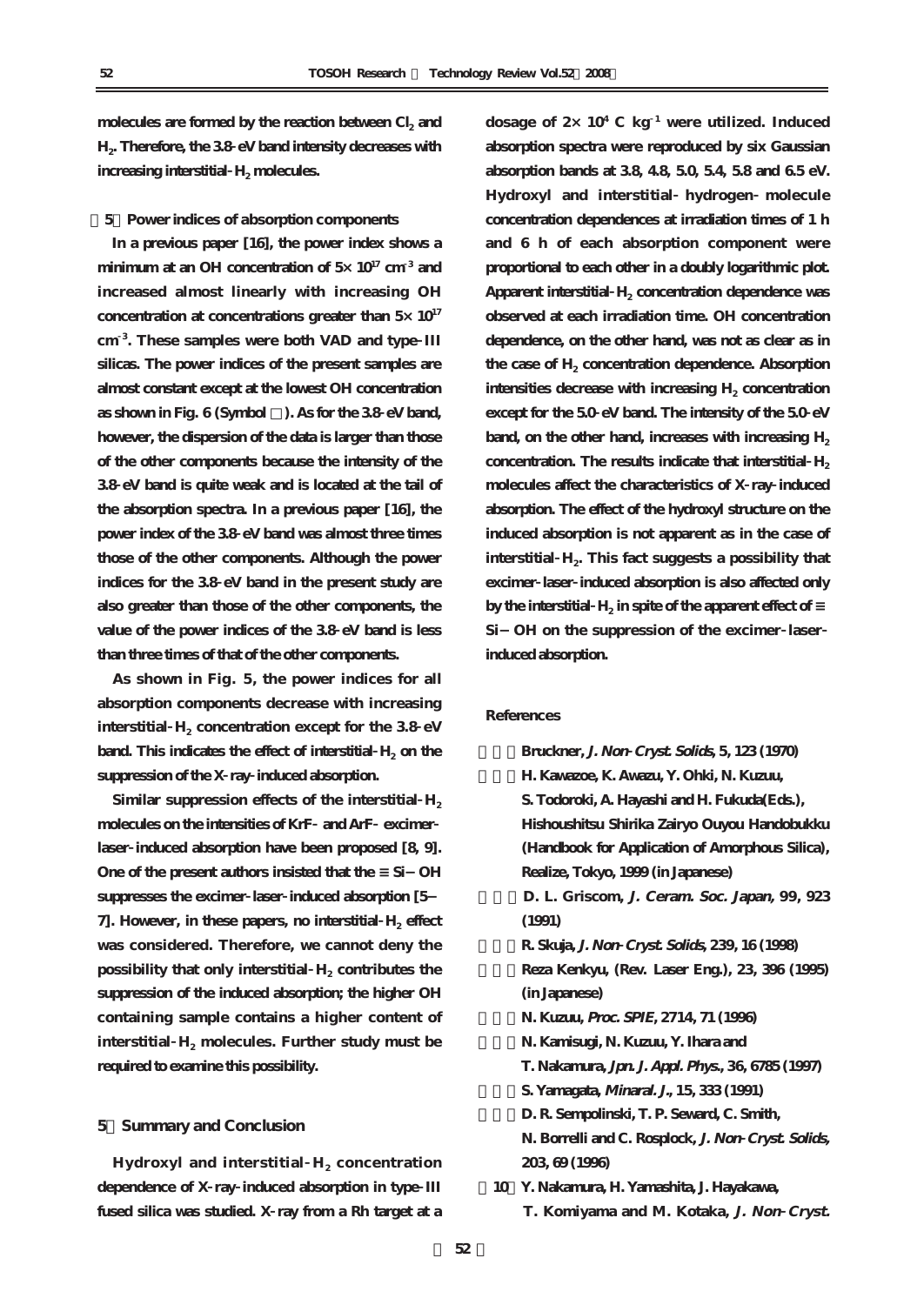molecules are formed by the reaction between $Cl_2$ and $H_2$. Therefore, the 3.8-eV band intensity decreases with increasing interstitial-$H_2$ molecules.

### (5) Power indices of absorption components

In a previous paper [16], the power index shows a minimum at an OH concentration of $5\times10^{17}$ $cm^{-3}$ and increased almost linearly with increasing OH concentration at concentrations greater than $5\times10^{17}$ $cm^{-3}$. These samples were both VAD and type-III silicas. The power indices of the present samples are almost constant except at the lowest OH concentration as shown in Fig. 6 (Symbol □). As for the 3.8-eV band, however, the dispersion of the data is larger than those of the other components because the intensity of the 3.8-eV band is quite weak and is located at the tail of the absorption spectra. In a previous paper [16], the power index of the 3.8-eV band was almost three times those of the other components. Although the power indices for the 3.8-eV band in the present study are also greater than those of the other components, the value of the power indices of the 3.8-eV band is less than three times of that of the other components.

As shown in Fig. 5, the power indices for all absorption components decrease with increasing interstitial-$H_2$ concentration except for the 3.8-eV band. This indicates the effect of interstitial-$H_2$ on the suppression of the X-ray-induced absorption.

Similar suppression effects of the interstitial-$H_2$ molecules on the intensities of KrF- and ArF- excimer-laser-induced absorption have been proposed [8, 9]. One of the present authors insisted that the ≡Si−OH suppresses the excimer-laser-induced absorption [5–7]. However, in these papers, no interstitial-$H_2$ effect was considered. Therefore, we cannot deny the possibility that only interstitial-$H_2$ contributes the suppression of the induced absorption; the higher OH containing sample contains a higher content of interstitial-$H_2$ molecules. Further study must be required to examine this possibility.

## 5. Summary and Conclusion

Hydroxyl and interstitial-$H_2$ concentration dependence of X-ray-induced absorption in type-III fused silica was studied. X-ray from a Rh target at a dosage of $2\times10^4$ C $kg^{-1}$ were utilized. Induced absorption spectra were reproduced by six Gaussian absorption bands at 3.8, 4.8, 5.0, 5.4, 5.8 and 6.5 eV. Hydroxyl and interstitial-hydrogen-molecule concentration dependences at irradiation times of 1 h and 6 h of each absorption component were proportional to each other in a doubly logarithmic plot. Apparent interstitial-$H_2$ concentration dependence was observed at each irradiation time. OH concentration dependence, on the other hand, was not as clear as in the case of $H_2$ concentration dependence. Absorption intensities decrease with increasing $H_2$ concentration except for the 5.0-eV band. The intensity of the 5.0-eV band, on the other hand, increases with increasing $H_2$ concentration. The results indicate that interstitial-$H_2$ molecules affect the characteristics of X-ray-induced absorption. The effect of the hydroxyl structure on the induced absorption is not apparent as in the case of interstitial-$H_2$. This fact suggests a possibility that excimer-laser-induced absorption is also affected only by the interstitial-$H_2$ in spite of the apparent effect of ≡Si−OH on the suppression of the excimer-laser-induced absorption.

## References

1. Bruckner, *J. Non-Cryst. Solids*, 5, 123 (1970)
2. H. Kawazoe, K. Awazu, Y. Ohki, N. Kuzuu, S. Todoroki, A. Hayashi and H. Fukuda(Eds.), Hishoushitsu Shirika Zairyo Ouyou Handobukku (Handbook for Application of Amorphous Silica), Realize, Tokyo, 1999 (in Japanese)
3. D. L. Griscom, *J. Ceram. Soc. Japan,* 99, 923 (1991)
4. R. Skuja, *J. Non-Cryst. Solids*, 239, 16 (1998)
5. Reza Kenkyu, (Rev. Laser Eng.), 23, 396 (1995) (in Japanese)
6. N. Kuzuu, *Proc. SPIE*, 2714, 71 (1996)
7. N. Kamisugi, N. Kuzuu, Y. Ihara and T. Nakamura, *Jpn. J. Appl. Phys.*, 36, 6785 (1997)
8. S. Yamagata, *Minaral. J.*, 15, 333 (1991)
9. D. R. Sempolinski, T. P. Seward, C. Smith, N. Borrelli and C. Rosplock, *J. Non-Cryst. Solids*, 203, 69 (1996)
10. Y. Nakamura, H. Yamashita, J. Hayakawa, T. Komiyama and M. Kotaka, *J. Non-Cryst.*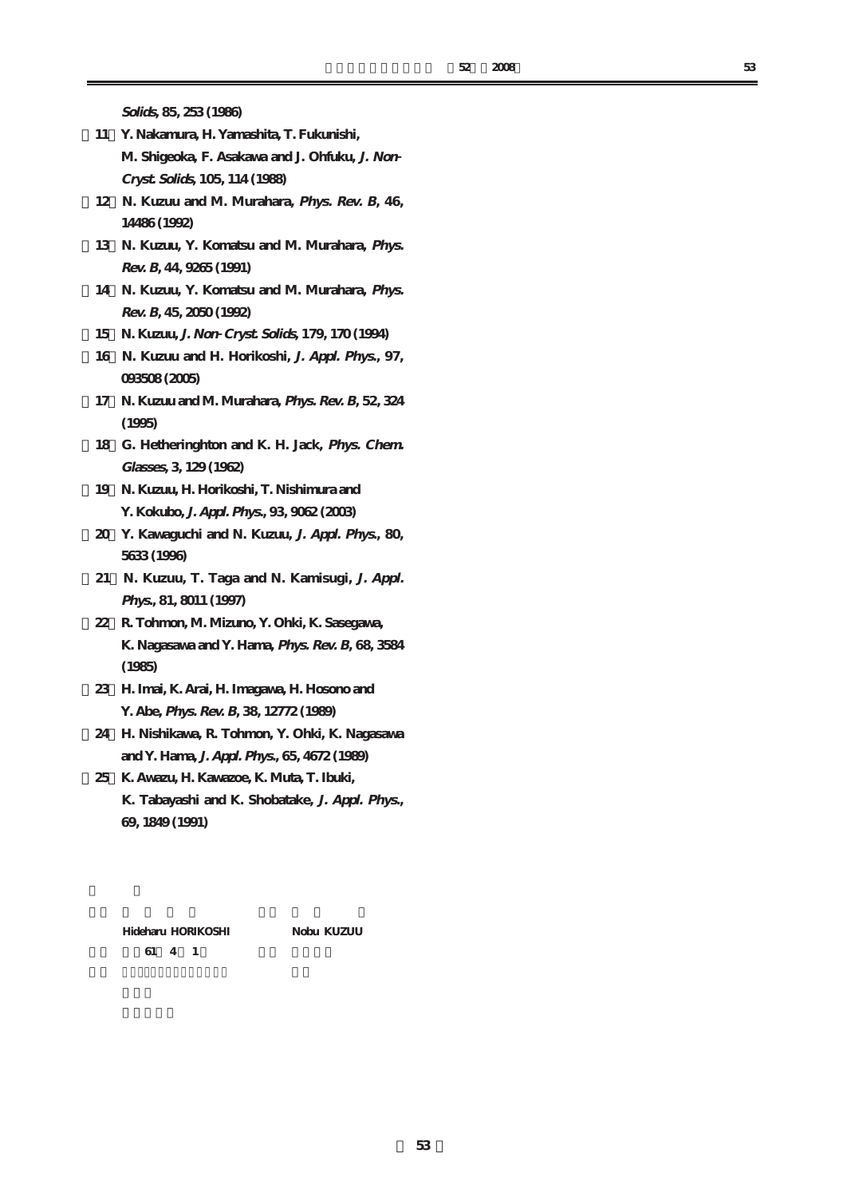*Solids*, 85, 253 (1986)

11 Y. Nakamura, H. Yamashita, T. Fukunishi, M. Shigeoka, F. Asakawa and J. Ohfuku, *J. Non-Cryst. Solids*, 105, 114 (1988)

12 N. Kuzuu and M. Murahara, *Phys. Rev. B*, 46, 14486 (1992)

13 N. Kuzuu, Y. Komatsu and M. Murahara, *Phys. Rev. B*, 44, 9265 (1991)

14 N. Kuzuu, Y. Komatsu and M. Murahara, *Phys. Rev. B*, 45, 2050 (1992)

15 N. Kuzuu, *J. Non-Cryst. Solids*, 179, 170 (1994)

16 N. Kuzuu and H. Horikoshi, *J. Appl. Phys.*, 97, 093508 (2005)

17 N. Kuzuu and M. Murahara, *Phys. Rev. B*, 52, 324 (1995)

18 G. Hetheringhton and K. H. Jack, *Phys. Chem. Glasses*, 3, 129 (1962)

19 N. Kuzuu, H. Horikoshi, T. Nishimura and Y. Kokubo, *J. Appl. Phys.*, 93, 9062 (2003)

20 Y. Kawaguchi and N. Kuzuu, *J. Appl. Phys.*, 80, 5633 (1996)

21 N. Kuzuu, T. Taga and N. Kamisugi, *J. Appl. Phys.*, 81, 8011 (1997)

22 R. Tohmon, M. Mizuno, Y. Ohki, K. Sasegawa, K. Nagasawa and Y. Hama, *Phys. Rev. B*, 68, 3584 (1985)

23 H. Imai, K. Arai, H. Imagawa, H. Hosono and Y. Abe, *Phys. Rev. B*, 38, 12772 (1989)

24 H. Nishikawa, R. Tohmon, Y. Ohki, K. Nagasawa and Y. Hama, *J. Appl. Phys.*, 65, 4672 (1989)

25 K. Awazu, H. Kawazoe, K. Muta, T. Ibuki, K. Tabayashi and K. Shobatake, *J. Appl. Phys.*, 69, 1849 (1991)

Hideharu HORIKOSHI

61 4 1

Nobu KUZUU